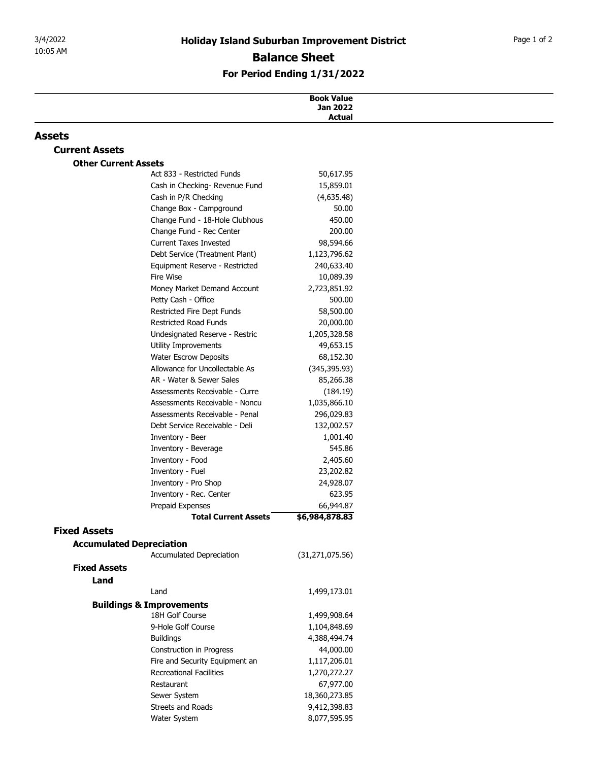# Holiday Island Suburban Improvement District

## Balance Sheet

### For Period Ending 1/31/2022

| | Book Value Jan 2022 Actual |
|---|---|
| **Assets** | |
| **Current Assets** | |
| **Other Current Assets** | |
| Act 833 - Restricted Funds | 50,617.95 |
| Cash in Checking- Revenue Fund | 15,859.01 |
| Cash in P/R Checking | (4,635.48) |
| Change Box - Campground | 50.00 |
| Change Fund - 18-Hole Clubhous | 450.00 |
| Change Fund - Rec Center | 200.00 |
| Current Taxes Invested | 98,594.66 |
| Debt Service (Treatment Plant) | 1,123,796.62 |
| Equipment Reserve - Restricted | 240,633.40 |
| Fire Wise | 10,089.39 |
| Money Market Demand Account | 2,723,851.92 |
| Petty Cash - Office | 500.00 |
| Restricted Fire Dept Funds | 58,500.00 |
| Restricted Road Funds | 20,000.00 |
| Undesignated Reserve - Restric | 1,205,328.58 |
| Utility Improvements | 49,653.15 |
| Water Escrow Deposits | 68,152.30 |
| Allowance for Uncollectable As | (345,395.93) |
| AR - Water & Sewer Sales | 85,266.38 |
| Assessments Receivable - Curre | (184.19) |
| Assessments Receivable - Noncu | 1,035,866.10 |
| Assessments Receivable - Penal | 296,029.83 |
| Debt Service Receivable - Deli | 132,002.57 |
| Inventory - Beer | 1,001.40 |
| Inventory - Beverage | 545.86 |
| Inventory - Food | 2,405.60 |
| Inventory - Fuel | 23,202.82 |
| Inventory - Pro Shop | 24,928.07 |
| Inventory - Rec. Center | 623.95 |
| Prepaid Expenses | 66,944.87 |
| **Total Current Assets** | **$6,984,878.83** |
| **Fixed Assets** | |
| **Accumulated Depreciation** | |
| Accumulated Depreciation | (31,271,075.56) |
| **Fixed Assets** | |
| **Land** | |
| Land | 1,499,173.01 |
| **Buildings & Improvements** | |
| 18H Golf Course | 1,499,908.64 |
| 9-Hole Golf Course | 1,104,848.69 |
| Buildings | 4,388,494.74 |
| Construction in Progress | 44,000.00 |
| Fire and Security Equipment an | 1,117,206.01 |
| Recreational Facilities | 1,270,272.27 |
| Restaurant | 67,977.00 |
| Sewer System | 18,360,273.85 |
| Streets and Roads | 9,412,398.83 |
| Water System | 8,077,595.95 |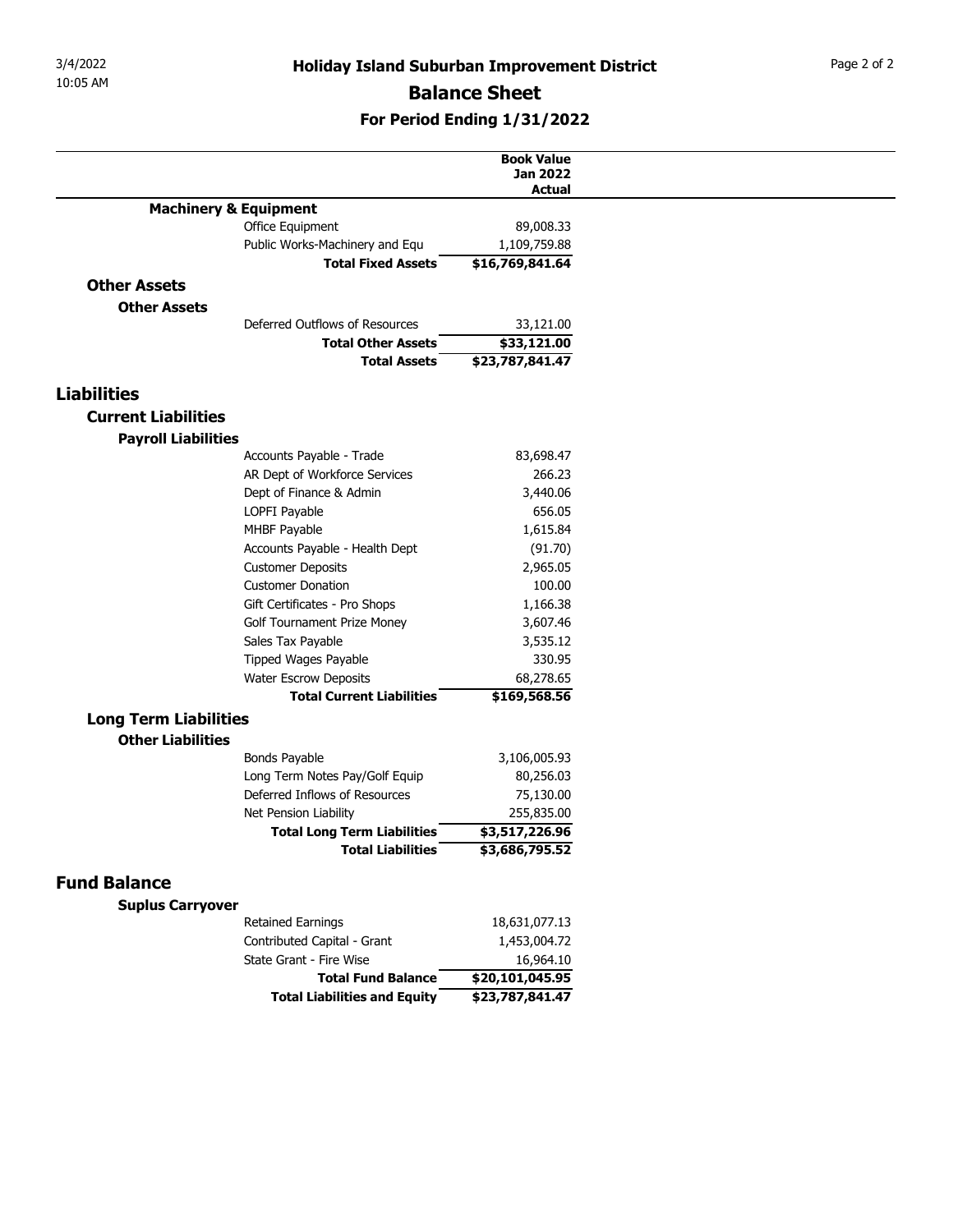# Holiday Island Suburban Improvement District

## Balance Sheet

### For Period Ending 1/31/2022

| | Book Value Jan 2022 Actual |
|---|---|
| **Machinery & Equipment** | |
| Office Equipment | 89,008.33 |
| Public Works-Machinery and Equ | 1,109,759.88 |
| **Total Fixed Assets** | **$16,769,841.64** |
| **Other Assets** | |
| **Other Assets** | |
| Deferred Outflows of Resources | 33,121.00 |
| **Total Other Assets** | **$33,121.00** |
| **Total Assets** | **$23,787,841.47** |
| **Liabilities** | |
| **Current Liabilities** | |
| **Payroll Liabilities** | |
| Accounts Payable - Trade | 83,698.47 |
| AR Dept of Workforce Services | 266.23 |
| Dept of Finance & Admin | 3,440.06 |
| LOPFI Payable | 656.05 |
| MHBF Payable | 1,615.84 |
| Accounts Payable - Health Dept | (91.70) |
| Customer Deposits | 2,965.05 |
| Customer Donation | 100.00 |
| Gift Certificates - Pro Shops | 1,166.38 |
| Golf Tournament Prize Money | 3,607.46 |
| Sales Tax Payable | 3,535.12 |
| Tipped Wages Payable | 330.95 |
| Water Escrow Deposits | 68,278.65 |
| **Total Current Liabilities** | **$169,568.56** |
| **Long Term Liabilities** | |
| **Other Liabilities** | |
| Bonds Payable | 3,106,005.93 |
| Long Term Notes Pay/Golf Equip | 80,256.03 |
| Deferred Inflows of Resources | 75,130.00 |
| Net Pension Liability | 255,835.00 |
| **Total Long Term Liabilities** | **$3,517,226.96** |
| **Total Liabilities** | **$3,686,795.52** |
| **Fund Balance** | |
| **Suplus Carryover** | |
| Retained Earnings | 18,631,077.13 |
| Contributed Capital - Grant | 1,453,004.72 |
| State Grant - Fire Wise | 16,964.10 |
| **Total Fund Balance** | **$20,101,045.95** |
| **Total Liabilities and Equity** | **$23,787,841.47** |